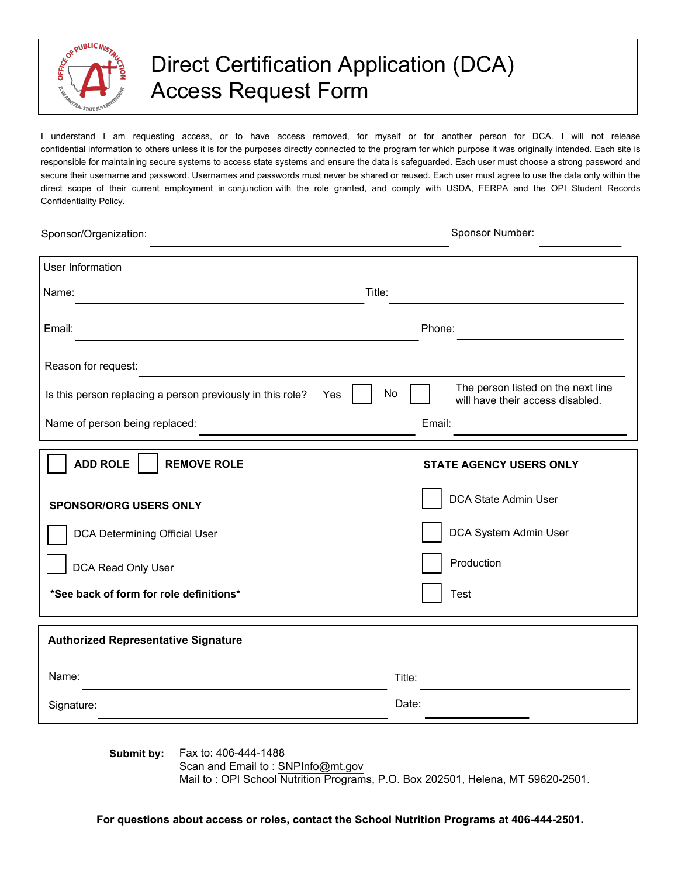# Direct Certification Application (DCA) Access Request Form

I understand I am requesting access, or to have access removed, for myself or for another person for DCA. I will not release confidential information to others unless it is for the purposes directly connected to the program for which purpose it was originally intended. Each site is responsible for maintaining secure systems to access state systems and ensure the data is safeguarded. Each user must choose a strong password and secure their username and password. Usernames and passwords must never be shared or reused. Each user must agree to use the data only within the direct scope of their current employment in conjunction with the role granted, and comply with USDA, FERPA and the OPI Student Records Confidentiality Policy.

Sponsor/Organization: ______________________________ Sponsor Number: __________

## User Information

Name: ______________________________ Title: ______________________________

Email: ______________________________ Phone: ______________________________

Reason for request: ______________________________

Is this person replacing a person previously in this role? Yes ☐ No ☐ The person listed on the next line will have their access disabled.

Name of person being replaced: ______________________________ Email: ______________________________

☐ **ADD ROLE** ☐ **REMOVE ROLE**

**SPONSOR/ORG USERS ONLY**

☐ DCA Determining Official User

☐ DCA Read Only User

***See back of form for role definitions***

**STATE AGENCY USERS ONLY**

☐ DCA State Admin User

☐ DCA System Admin User

☐ Production

☐ Test

## Authorized Representative Signature

Name: ______________________________ Title: ______________________________

Signature: ______________________________ Date: __________

**Submit by:** Fax to: 406-444-1488
Scan and Email to : SNPInfo@mt.gov
Mail to : OPI School Nutrition Programs, P.O. Box 202501, Helena, MT 59620-2501.

**For questions about access or roles, contact the School Nutrition Programs at 406-444-2501.**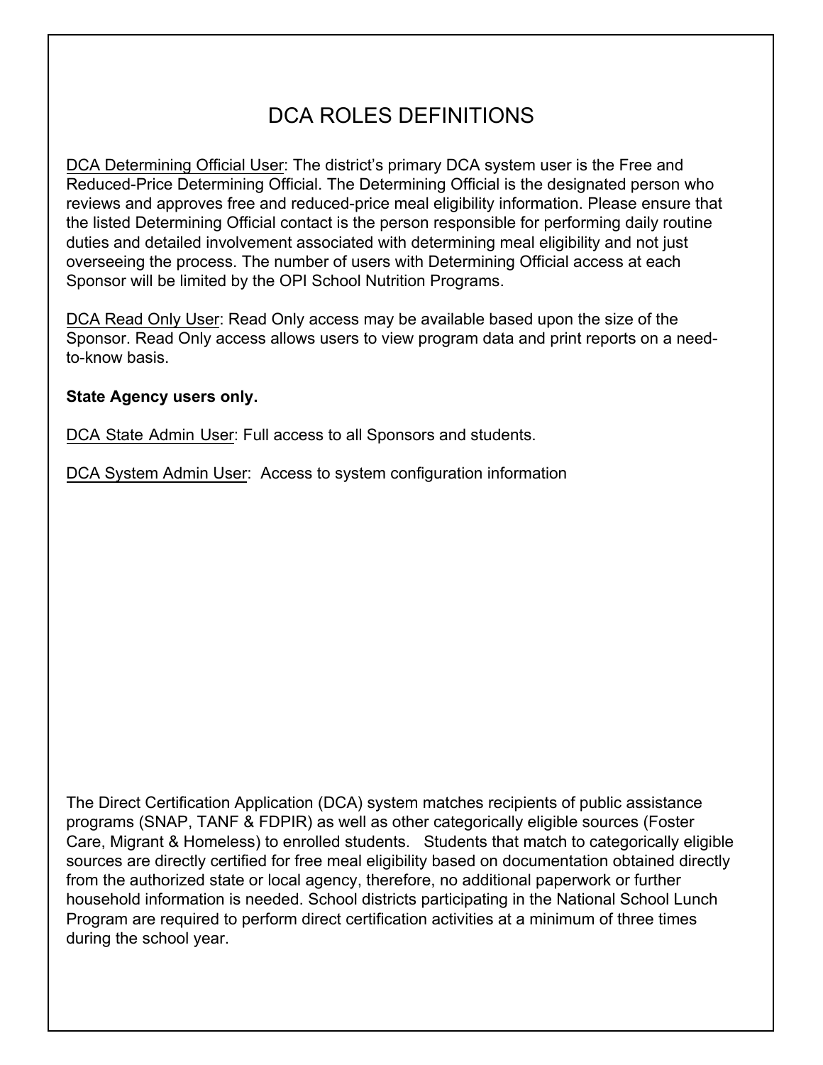# DCA ROLES DEFINITIONS

DCA Determining Official User: The district's primary DCA system user is the Free and Reduced-Price Determining Official. The Determining Official is the designated person who reviews and approves free and reduced-price meal eligibility information. Please ensure that the listed Determining Official contact is the person responsible for performing daily routine duties and detailed involvement associated with determining meal eligibility and not just overseeing the process. The number of users with Determining Official access at each Sponsor will be limited by the OPI School Nutrition Programs.

DCA Read Only User: Read Only access may be available based upon the size of the Sponsor. Read Only access allows users to view program data and print reports on a need-to-know basis.

**State Agency users only.**

DCA State Admin User: Full access to all Sponsors and students.

DCA System Admin User: Access to system configuration information

The Direct Certification Application (DCA) system matches recipients of public assistance programs (SNAP, TANF & FDPIR) as well as other categorically eligible sources (Foster Care, Migrant & Homeless) to enrolled students. Students that match to categorically eligible sources are directly certified for free meal eligibility based on documentation obtained directly from the authorized state or local agency, therefore, no additional paperwork or further household information is needed. School districts participating in the National School Lunch Program are required to perform direct certification activities at a minimum of three times during the school year.